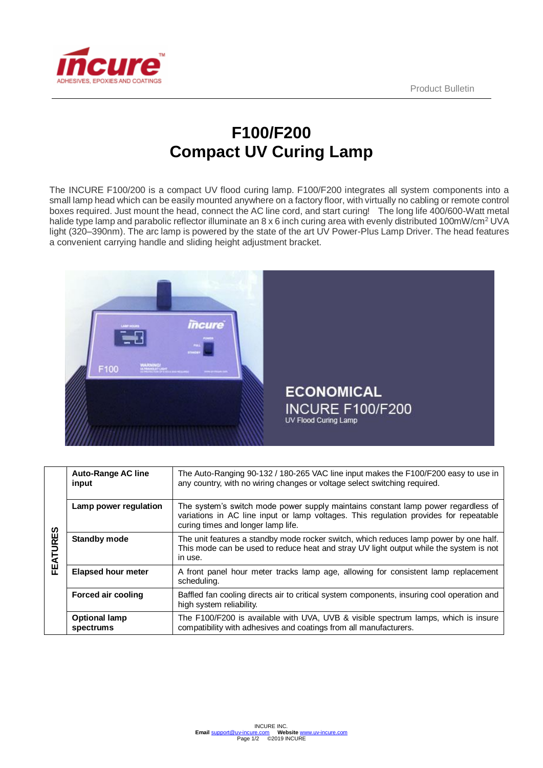# F100/F200
# Compact UV Curing Lamp

The INCURE F100/200 is a compact UV flood curing lamp. F100/F200 integrates all system components into a small lamp head which can be easily mounted anywhere on a factory floor, with virtually no cabling or remote control boxes required. Just mount the head, connect the AC line cord, and start curing! The long life 400/600-Watt metal halide type lamp and parabolic reflector illuminate an 8 x 6 inch curing area with evenly distributed 100mW/cm$^2$ UVA light (320–390nm). The arc lamp is powered by the state of the art UV Power-Plus Lamp Driver. The head features a convenient carrying handle and sliding height adjustment bracket.

**ECONOMICAL**
INCURE F100/F200
UV Flood Curing Lamp

| FEATURES | | |
|---|---|---|
| | **Auto-Range AC line input** | The Auto-Ranging 90-132 / 180-265 VAC line input makes the F100/F200 easy to use in any country, with no wiring changes or voltage select switching required. |
| | **Lamp power regulation** | The system's switch mode power supply maintains constant lamp power regardless of variations in AC line input or lamp voltages. This regulation provides for repeatable curing times and longer lamp life. |
| | **Standby mode** | The unit features a standby mode rocker switch, which reduces lamp power by one half. This mode can be used to reduce heat and stray UV light output while the system is not in use. |
| | **Elapsed hour meter** | A front panel hour meter tracks lamp age, allowing for consistent lamp replacement scheduling. |
| | **Forced air cooling** | Baffled fan cooling directs air to critical system components, insuring cool operation and high system reliability. |
| | **Optional lamp spectrums** | The F100/F200 is available with UVA, UVB & visible spectrum lamps, which is insure compatibility with adhesives and coatings from all manufacturers. |

INCURE INC.
**Email** support@uv-incure.com **Website** www.uv-incure.com
©2019 INCURE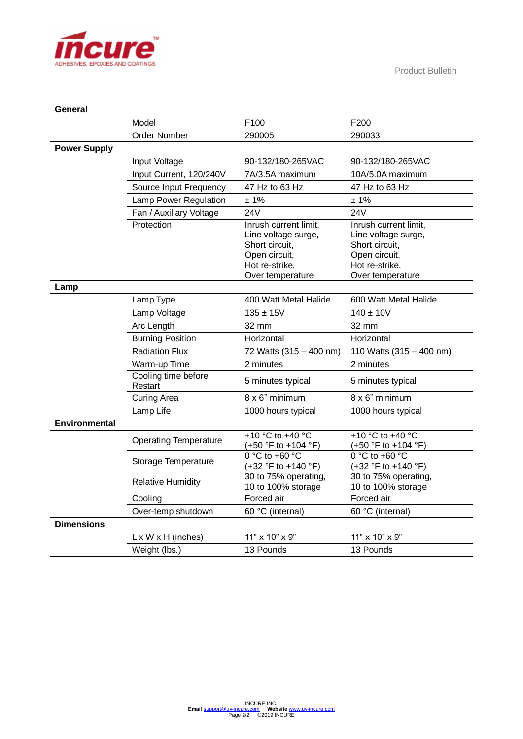| | | | |
|---|---|---|---|
| **General** | | | |
| | Model | F100 | F200 |
| | Order Number | 290005 | 290033 |
| **Power Supply** | | | |
| | Input Voltage | 90-132/180-265VAC | 90-132/180-265VAC |
| | Input Current, 120/240V | 7A/3.5A maximum | 10A/5.0A maximum |
| | Source Input Frequency | 47 Hz to 63 Hz | 47 Hz to 63 Hz |
| | Lamp Power Regulation | ± 1% | ± 1% |
| | Fan / Auxiliary Voltage | 24V | 24V |
| | Protection | Inrush current limit, Line voltage surge, Short circuit, Open circuit, Hot re-strike, Over temperature | Inrush current limit, Line voltage surge, Short circuit, Open circuit, Hot re-strike, Over temperature |
| **Lamp** | | | |
| | Lamp Type | 400 Watt Metal Halide | 600 Watt Metal Halide |
| | Lamp Voltage | 135 ± 15V | 140 ± 10V |
| | Arc Length | 32 mm | 32 mm |
| | Burning Position | Horizontal | Horizontal |
| | Radiation Flux | 72 Watts (315 – 400 nm) | 110 Watts (315 – 400 nm) |
| | Warm-up Time | 2 minutes | 2 minutes |
| | Cooling time before Restart | 5 minutes typical | 5 minutes typical |
| | Curing Area | 8 x 6" minimum | 8 x 6" minimum |
| | Lamp Life | 1000 hours typical | 1000 hours typical |
| **Environmental** | | | |
| | Operating Temperature | +10 °C to +40 °C (+50 °F to +104 °F) | +10 °C to +40 °C (+50 °F to +104 °F) |
| | Storage Temperature | 0 °C to +60 °C (+32 °F to +140 °F) | 0 °C to +60 °C (+32 °F to +140 °F) |
| | Relative Humidity | 30 to 75% operating, 10 to 100% storage | 30 to 75% operating, 10 to 100% storage |
| | Cooling | Forced air | Forced air |
| | Over-temp shutdown | 60 °C (internal) | 60 °C (internal) |
| **Dimensions** | | | |
| | L x W x H (inches) | 11" x 10" x 9" | 11" x 10" x 9" |
| | Weight (lbs.) | 13 Pounds | 13 Pounds |